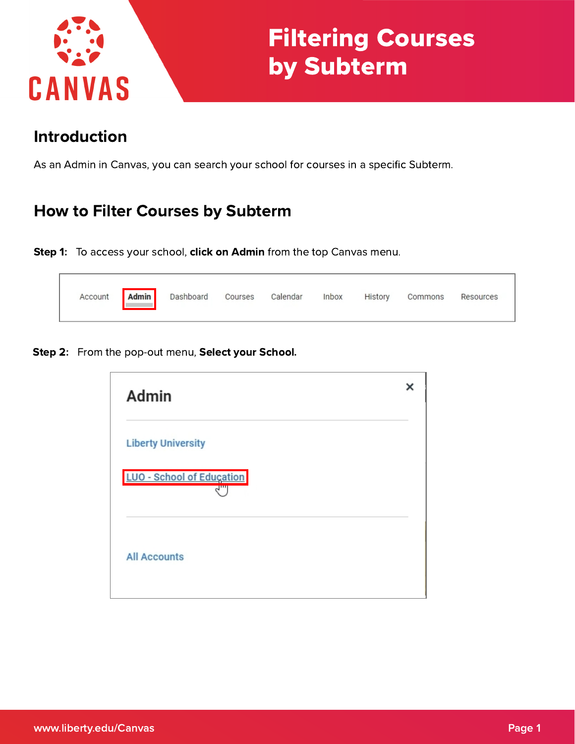# Filtering Courses by Subterm

## Introduction

As an Admin in Canvas, you can search your school for courses in a specific Subterm.

## How to Filter Courses by Subterm

**Step 1:** To access your school, **click on Admin** from the top Canvas menu.

Account | **Admin** | Dashboard | Courses | Calendar | Inbox | History | Commons | Resources

**Step 2:** From the pop-out menu, **Select your School.**

Admin

Liberty University

LUO - School of Education

All Accounts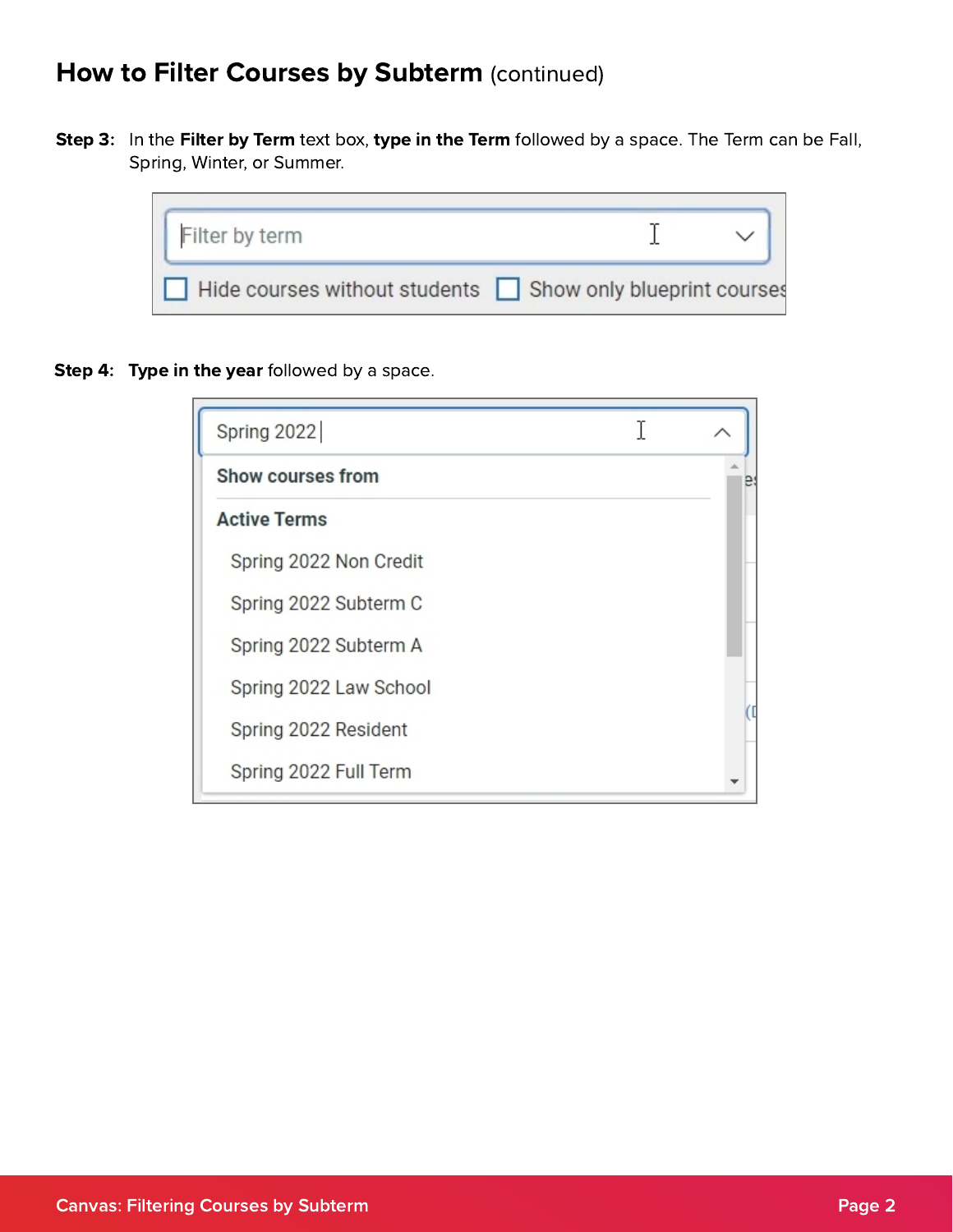## How to Filter Courses by Subterm (continued)

**Step 3:** In the **Filter by Term** text box, **type in the Term** followed by a space. The Term can be Fall, Spring, Winter, or Summer.

**Step 4:** **Type in the year** followed by a space.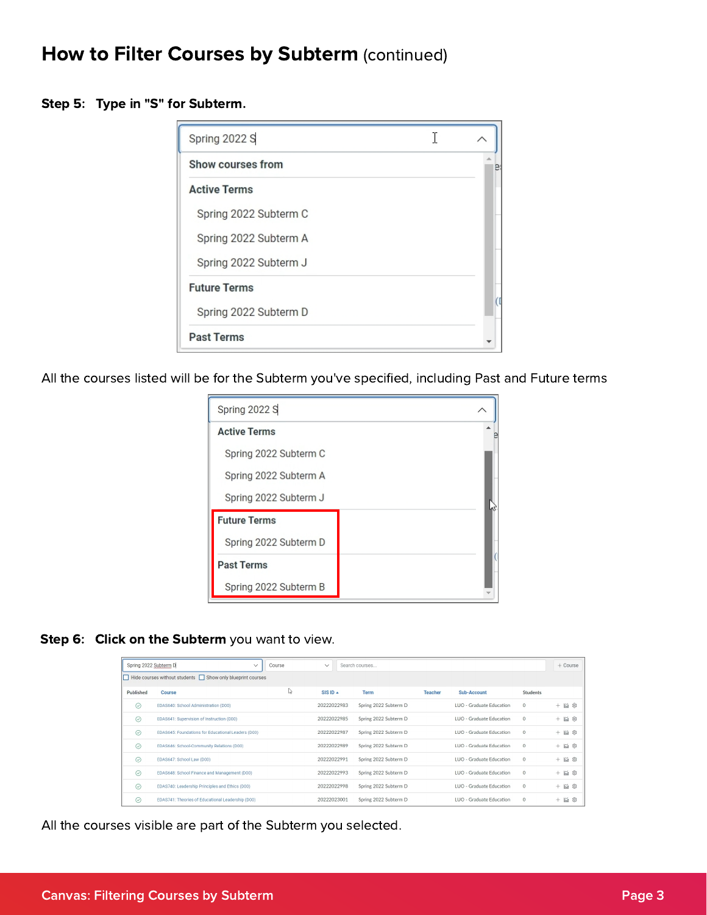## How to Filter Courses by Subterm (continued)

**Step 5: Type in "S" for Subterm.**

All the courses listed will be for the Subterm you've specified, including Past and Future terms

**Step 6: Click on the Subterm** you want to view.

All the courses visible are part of the Subterm you selected.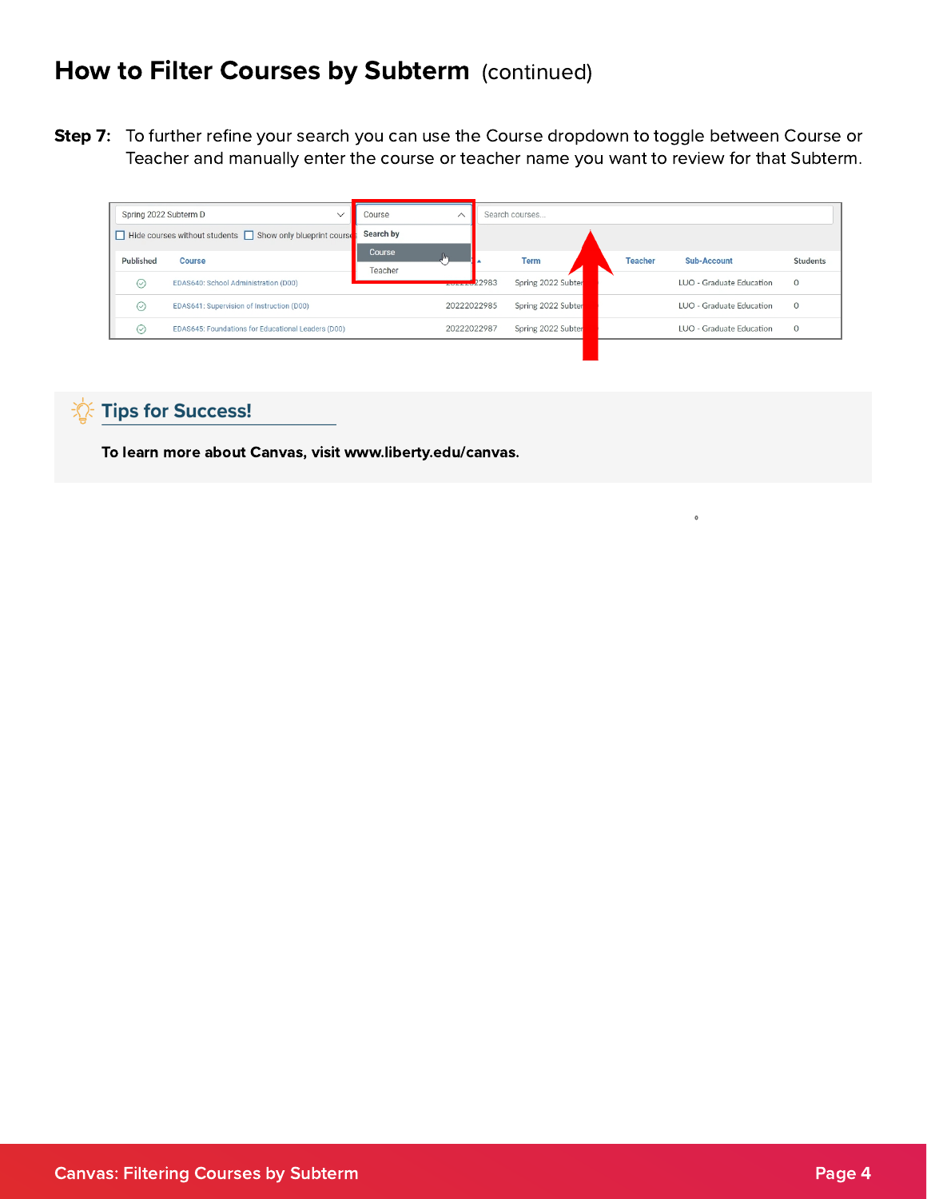## How to Filter Courses by Subterm (continued)

**Step 7:** To further refine your search you can use the Course dropdown to toggle between Course or Teacher and manually enter the course or teacher name you want to review for that Subterm.

### Tips for Success!

**To learn more about Canvas, visit www.liberty.edu/canvas.**